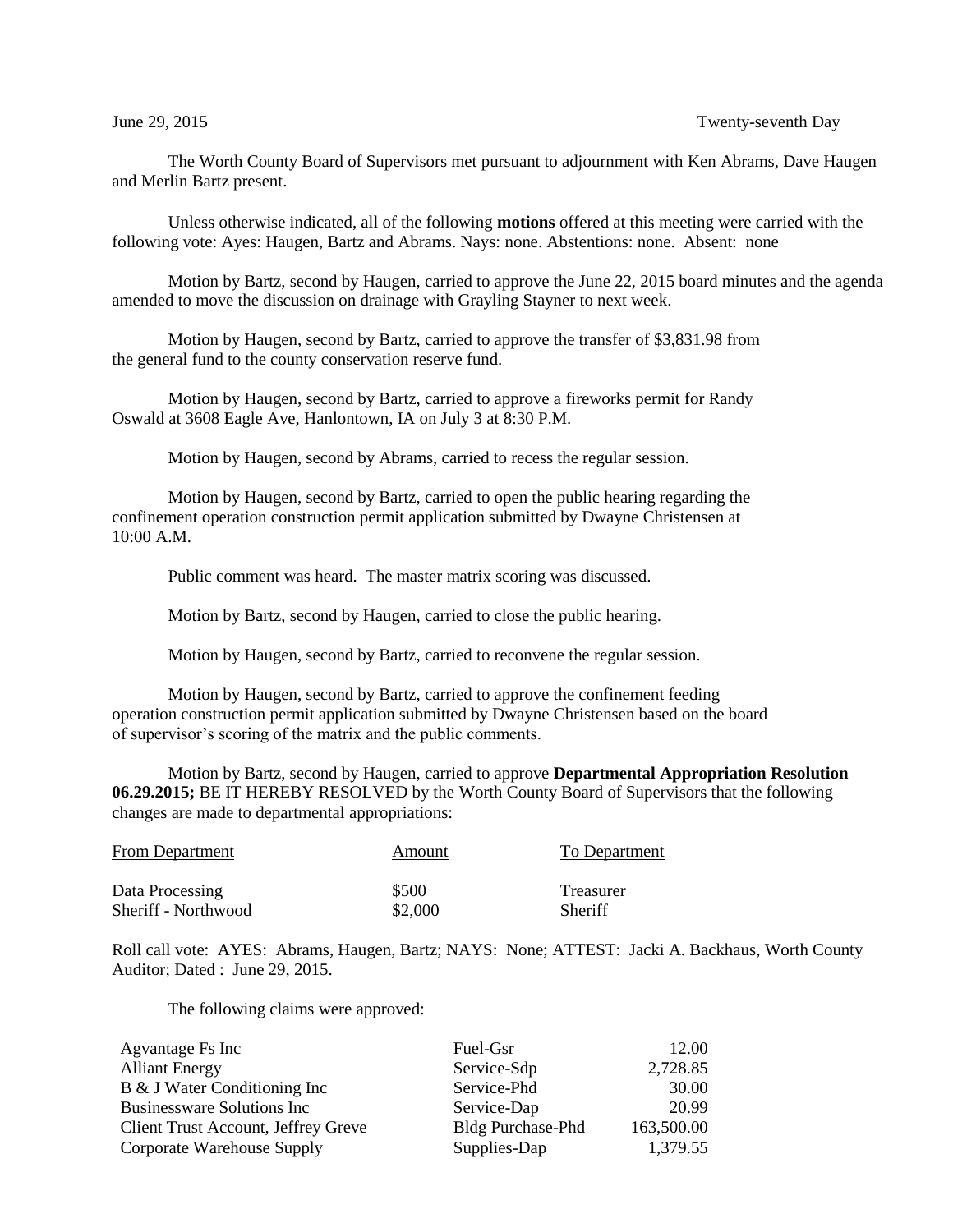June 29, 2015 Twenty-seventh Day

The Worth County Board of Supervisors met pursuant to adjournment with Ken Abrams, Dave Haugen and Merlin Bartz present.

Unless otherwise indicated, all of the following **motions** offered at this meeting were carried with the following vote: Ayes: Haugen, Bartz and Abrams. Nays: none. Abstentions: none. Absent: none

Motion by Bartz, second by Haugen, carried to approve the June 22, 2015 board minutes and the agenda amended to move the discussion on drainage with Grayling Stayner to next week.

Motion by Haugen, second by Bartz, carried to approve the transfer of $3,831.98 from the general fund to the county conservation reserve fund.

Motion by Haugen, second by Bartz, carried to approve a fireworks permit for Randy Oswald at 3608 Eagle Ave, Hanlontown, IA on July 3 at 8:30 P.M.

Motion by Haugen, second by Abrams, carried to recess the regular session.

Motion by Haugen, second by Bartz, carried to open the public hearing regarding the confinement operation construction permit application submitted by Dwayne Christensen at 10:00 A.M.

Public comment was heard. The master matrix scoring was discussed.

Motion by Bartz, second by Haugen, carried to close the public hearing.

Motion by Haugen, second by Bartz, carried to reconvene the regular session.

Motion by Haugen, second by Bartz, carried to approve the confinement feeding operation construction permit application submitted by Dwayne Christensen based on the board of supervisor's scoring of the matrix and the public comments.

Motion by Bartz, second by Haugen, carried to approve **Departmental Appropriation Resolution 06.29.2015;** BE IT HEREBY RESOLVED by the Worth County Board of Supervisors that the following changes are made to departmental appropriations:

| From Department | Amount | To Department |
|---|---|---|
| Data Processing | $500 | Treasurer |
| Sheriff - Northwood | $2,000 | Sheriff |

Roll call vote: AYES: Abrams, Haugen, Bartz; NAYS: None; ATTEST: Jacki A. Backhaus, Worth County Auditor; Dated : June 29, 2015.

The following claims were approved:

| | | |
|---|---|---|
| Agvantage Fs Inc | Fuel-Gsr | 12.00 |
| Alliant Energy | Service-Sdp | 2,728.85 |
| B & J Water Conditioning Inc | Service-Phd | 30.00 |
| Businessware Solutions Inc | Service-Dap | 20.99 |
| Client Trust Account, Jeffrey Greve | Bldg Purchase-Phd | 163,500.00 |
| Corporate Warehouse Supply | Supplies-Dap | 1,379.55 |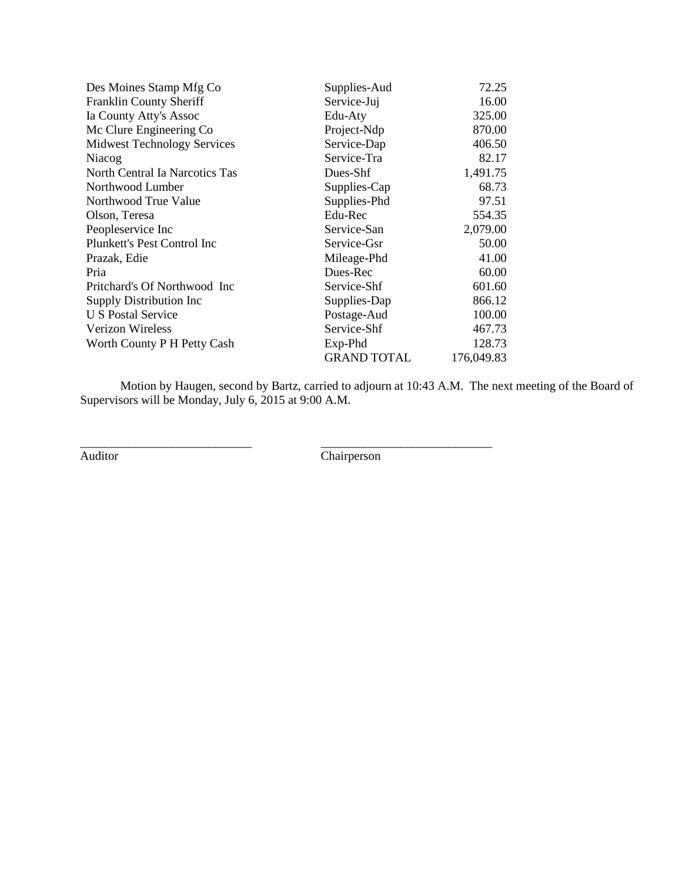| | | |
|---|---|---|
| Des Moines Stamp Mfg Co | Supplies-Aud | 72.25 |
| Franklin County Sheriff | Service-Juj | 16.00 |
| Ia County Atty's Assoc | Edu-Aty | 325.00 |
| Mc Clure Engineering Co | Project-Ndp | 870.00 |
| Midwest Technology Services | Service-Dap | 406.50 |
| Niacog | Service-Tra | 82.17 |
| North Central Ia Narcotics Tas | Dues-Shf | 1,491.75 |
| Northwood Lumber | Supplies-Cap | 68.73 |
| Northwood True Value | Supplies-Phd | 97.51 |
| Olson, Teresa | Edu-Rec | 554.35 |
| Peopleservice Inc | Service-San | 2,079.00 |
| Plunkett's Pest Control Inc | Service-Gsr | 50.00 |
| Prazak, Edie | Mileage-Phd | 41.00 |
| Pria | Dues-Rec | 60.00 |
| Pritchard's Of Northwood Inc | Service-Shf | 601.60 |
| Supply Distribution Inc | Supplies-Dap | 866.12 |
| U S Postal Service | Postage-Aud | 100.00 |
| Verizon Wireless | Service-Shf | 467.73 |
| Worth County P H Petty Cash | Exp-Phd | 128.73 |
| | GRAND TOTAL | 176,049.83 |

Motion by Haugen, second by Bartz, carried to adjourn at 10:43 A.M. The next meeting of the Board of Supervisors will be Monday, July 6, 2015 at 9:00 A.M.

\_\_\_\_\_\_\_\_\_\_\_\_\_\_\_\_\_\_\_\_\_\_\_\_\_\_\_\_ \_\_\_\_\_\_\_\_\_\_\_\_\_\_\_\_\_\_\_\_\_\_\_\_\_\_\_\_

Auditor Chairperson